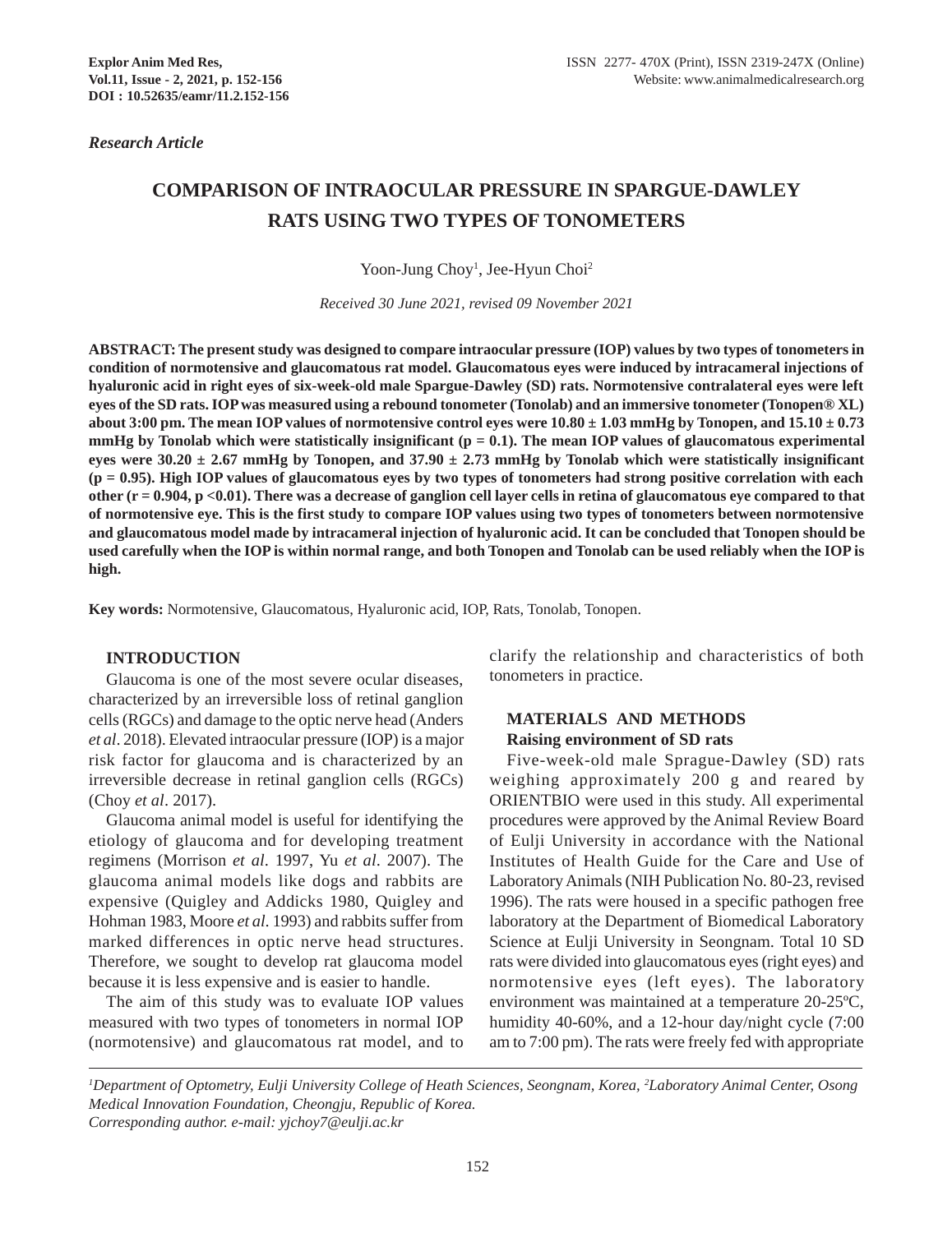*Research Article*

# COMPARISON OF INTRAOCULAR PRESSURE IN SPARGUE-DAWLEY RATS USING TWO TYPES OF TONOMETERS

Yoon-Jung Choy[1], Jee-Hyun Choi[2]

*Received 30 June 2021, revised 09 November 2021*

**ABSTRACT: The present study was designed to compare intraocular pressure (IOP) values by two types of tonometers in condition of normotensive and glaucomatous rat model. Glaucomatous eyes were induced by intracameral injections of hyaluronic acid in right eyes of six-week-old male Spargue-Dawley (SD) rats. Normotensive contralateral eyes were left eyes of the SD rats. IOP was measured using a rebound tonometer (Tonolab) and an immersive tonometer (Tonopen® XL) about 3:00 pm. The mean IOP values of normotensive control eyes were 10.80 ± 1.03 mmHg by Tonopen, and 15.10 ± 0.73 mmHg by Tonolab which were statistically insignificant (p = 0.1). The mean IOP values of glaucomatous experimental eyes were 30.20 ± 2.67 mmHg by Tonopen, and 37.90 ± 2.73 mmHg by Tonolab which were statistically insignificant (p = 0.95). High IOP values of glaucomatous eyes by two types of tonometers had strong positive correlation with each other (r = 0.904, p <0.01). There was a decrease of ganglion cell layer cells in retina of glaucomatous eye compared to that of normotensive eye. This is the first study to compare IOP values using two types of tonometers between normotensive and glaucomatous model made by intracameral injection of hyaluronic acid. It can be concluded that Tonopen should be used carefully when the IOP is within normal range, and both Tonopen and Tonolab can be used reliably when the IOP is high.**

**Key words:** Normotensive, Glaucomatous, Hyaluronic acid, IOP, Rats, Tonolab, Tonopen.

## INTRODUCTION

Glaucoma is one of the most severe ocular diseases, characterized by an irreversible loss of retinal ganglion cells (RGCs) and damage to the optic nerve head (Anders *et al*. 2018). Elevated intraocular pressure (IOP) is a major risk factor for glaucoma and is characterized by an irreversible decrease in retinal ganglion cells (RGCs) (Choy *et al*. 2017).

Glaucoma animal model is useful for identifying the etiology of glaucoma and for developing treatment regimens (Morrison *et al*. 1997, Yu *et al*. 2007). The glaucoma animal models like dogs and rabbits are expensive (Quigley and Addicks 1980, Quigley and Hohman 1983, Moore *et al*. 1993) and rabbits suffer from marked differences in optic nerve head structures. Therefore, we sought to develop rat glaucoma model because it is less expensive and is easier to handle.

The aim of this study was to evaluate IOP values measured with two types of tonometers in normal IOP (normotensive) and glaucomatous rat model, and to clarify the relationship and characteristics of both tonometers in practice.

## MATERIALS AND METHODS

### Raising environment of SD rats

Five-week-old male Sprague-Dawley (SD) rats weighing approximately 200 g and reared by ORIENTBIO were used in this study. All experimental procedures were approved by the Animal Review Board of Eulji University in accordance with the National Institutes of Health Guide for the Care and Use of Laboratory Animals (NIH Publication No. 80-23, revised 1996). The rats were housed in a specific pathogen free laboratory at the Department of Biomedical Laboratory Science at Eulji University in Seongnam. Total 10 SD rats were divided into glaucomatous eyes (right eyes) and normotensive eyes (left eyes). The laboratory environment was maintained at a temperature 20-25ºC, humidity 40-60%, and a 12-hour day/night cycle (7:00 am to 7:00 pm). The rats were freely fed with appropriate

---

[1]*Department of Optometry, Eulji University College of Heath Sciences, Seongnam, Korea,* [2]*Laboratory Animal Center, Osong Medical Innovation Foundation, Cheongju, Republic of Korea.*
*Corresponding author. e-mail: yjchoy7@eulji.ac.kr*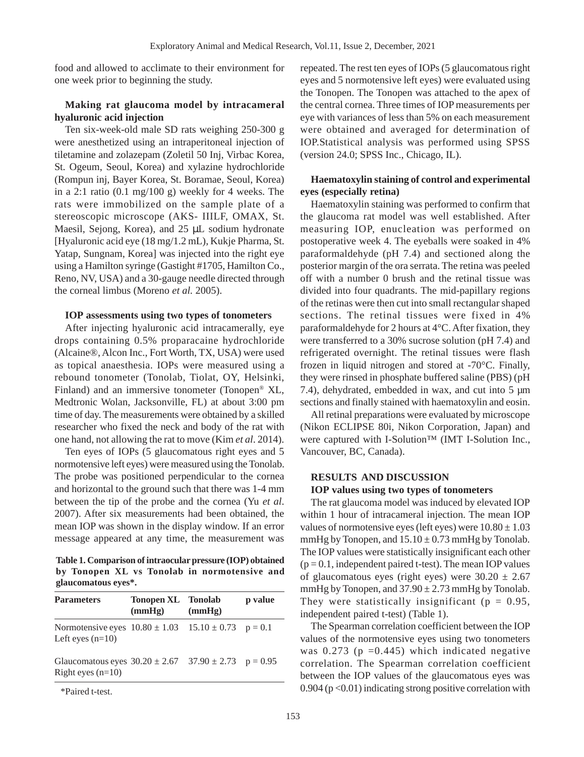food and allowed to acclimate to their environment for one week prior to beginning the study.

### Making rat glaucoma model by intracameral hyaluronic acid injection

Ten six-week-old male SD rats weighing 250-300 g were anesthetized using an intraperitoneal injection of tiletamine and zolazepam (Zoletil 50 Inj, Virbac Korea, St. Ogeum, Seoul, Korea) and xylazine hydrochloride (Rompun inj, Bayer Korea, St. Boramae, Seoul, Korea) in a 2:1 ratio (0.1 mg/100 g) weekly for 4 weeks. The rats were immobilized on the sample plate of a stereoscopic microscope (AKS- IIILF, OMAX, St. Maesil, Sejong, Korea), and 25 μL sodium hydronate [Hyaluronic acid eye (18 mg/1.2 mL), Kukje Pharma, St. Yatap, Sungnam, Korea] was injected into the right eye using a Hamilton syringe (Gastight #1705, Hamilton Co., Reno, NV, USA) and a 30-gauge needle directed through the corneal limbus (Moreno *et al.* 2005).

### IOP assessments using two types of tonometers

After injecting hyaluronic acid intracamerally, eye drops containing 0.5% proparacaine hydrochloride (Alcaine®, Alcon Inc., Fort Worth, TX, USA) were used as topical anaesthesia. IOPs were measured using a rebound tonometer (Tonolab, Tiolat, OY, Helsinki, Finland) and an immersive tonometer (Tonopen® XL, Medtronic Wolan, Jacksonville, FL) at about 3:00 pm time of day. The measurements were obtained by a skilled researcher who fixed the neck and body of the rat with one hand, not allowing the rat to move (Kim *et al*. 2014).

Ten eyes of IOPs (5 glaucomatous right eyes and 5 normotensive left eyes) were measured using the Tonolab. The probe was positioned perpendicular to the cornea and horizontal to the ground such that there was 1-4 mm between the tip of the probe and the cornea (Yu *et al*. 2007). After six measurements had been obtained, the mean IOP was shown in the display window. If an error message appeared at any time, the measurement was repeated. The rest ten eyes of IOPs (5 glaucomatous right eyes and 5 normotensive left eyes) were evaluated using the Tonopen. The Tonopen was attached to the apex of the central cornea. Three times of IOP measurements per eye with variances of less than 5% on each measurement were obtained and averaged for determination of IOP.Statistical analysis was performed using SPSS (version 24.0; SPSS Inc., Chicago, IL).

**Table 1. Comparison of intraocular pressure (IOP) obtained by Tonopen XL vs Tonolab in normotensive and glaucomatous eyes*.**

| Parameters | Tonopen XL (mmHg) | Tonolab (mmHg) | p value |
|---|---|---|---|
| Normotensive eyes Left eyes (n=10) | 10.80 ± 1.03 | 15.10 ± 0.73 | p = 0.1 |
| Glaucomatous eyes Right eyes (n=10) | 30.20 ± 2.67 | 37.90 ± 2.73 | p = 0.95 |

*Paired t-test.

### Haematoxylin staining of control and experimental eyes (especially retina)

Haematoxylin staining was performed to confirm that the glaucoma rat model was well established. After measuring IOP, enucleation was performed on postoperative week 4. The eyeballs were soaked in 4% paraformaldehyde (pH 7.4) and sectioned along the posterior margin of the ora serrata. The retina was peeled off with a number 0 brush and the retinal tissue was divided into four quadrants. The mid-papillary regions of the retinas were then cut into small rectangular shaped sections. The retinal tissues were fixed in 4% paraformaldehyde for 2 hours at 4°C. After fixation, they were transferred to a 30% sucrose solution (pH 7.4) and refrigerated overnight. The retinal tissues were flash frozen in liquid nitrogen and stored at -70°C. Finally, they were rinsed in phosphate buffered saline (PBS) (pH 7.4), dehydrated, embedded in wax, and cut into 5 μm sections and finally stained with haematoxylin and eosin.

All retinal preparations were evaluated by microscope (Nikon ECLIPSE 80i, Nikon Corporation, Japan) and were captured with I-Solution™ (IMT I-Solution Inc., Vancouver, BC, Canada).

## RESULTS AND DISCUSSION

### IOP values using two types of tonometers

The rat glaucoma model was induced by elevated IOP within 1 hour of intracameral injection. The mean IOP values of normotensive eyes (left eyes) were 10.80 ± 1.03 mmHg by Tonopen, and 15.10 ± 0.73 mmHg by Tonolab. The IOP values were statistically insignificant each other ($p = 0.1$, independent paired t-test). The mean IOP values of glaucomatous eyes (right eyes) were 30.20 ± 2.67 mmHg by Tonopen, and 37.90 ± 2.73 mmHg by Tonolab. They were statistically insignificant ($p = 0.95$, independent paired t-test) (Table 1).

The Spearman correlation coefficient between the IOP values of the normotensive eyes using two tonometers was 0.273 ($p = 0.445$) which indicated negative correlation. The Spearman correlation coefficient between the IOP values of the glaucomatous eyes was 0.904 ($p < 0.01$) indicating strong positive correlation with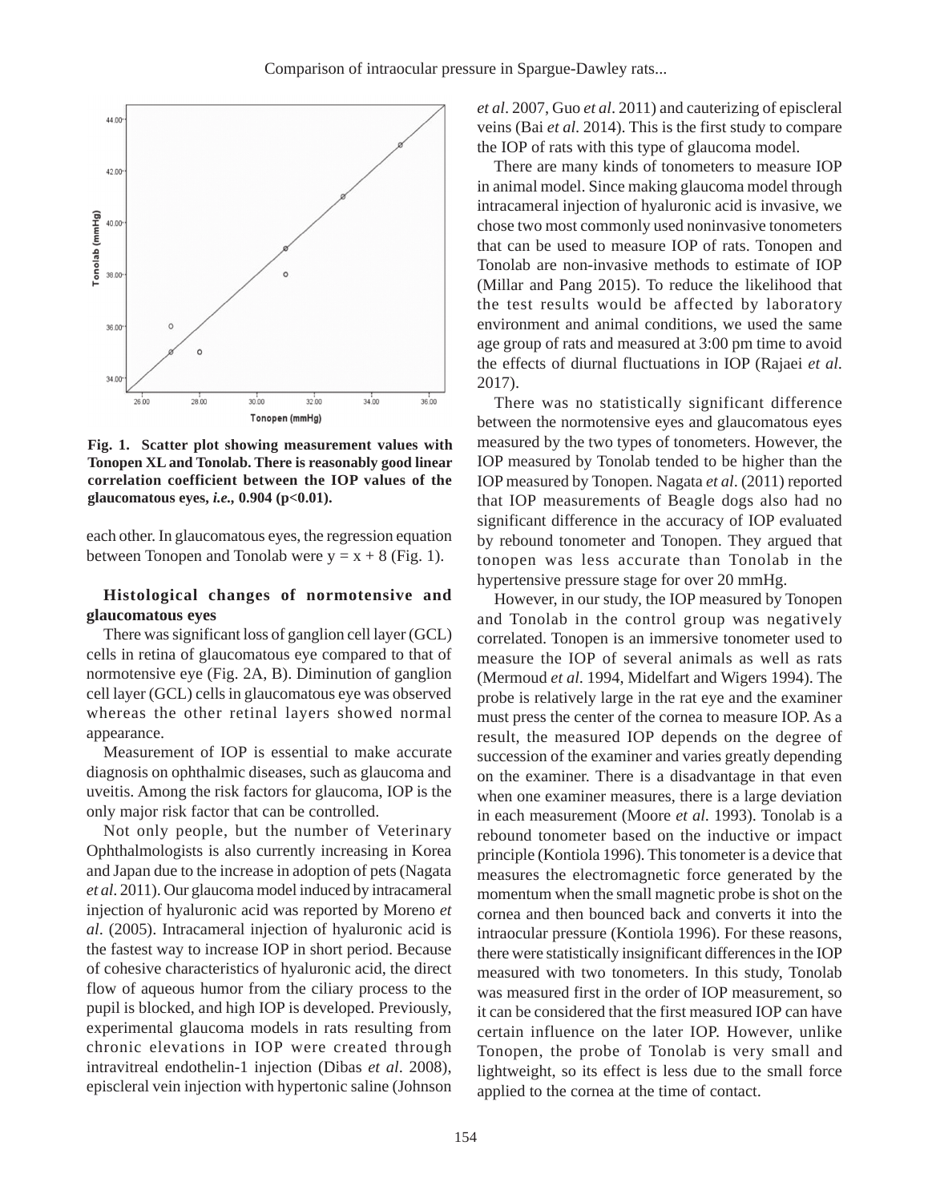Fig. 1. Scatter plot showing measurement values with Tonopen XL and Tonolab. There is reasonably good linear correlation coefficient between the IOP values of the glaucomatous eyes, *i.e.,* 0.904 (p<0.01).

each other. In glaucomatous eyes, the regression equation between Tonopen and Tonolab were $y = x + 8$ (Fig. 1).

### Histological changes of normotensive and glaucomatous eyes

There was significant loss of ganglion cell layer (GCL) cells in retina of glaucomatous eye compared to that of normotensive eye (Fig. 2A, B). Diminution of ganglion cell layer (GCL) cells in glaucomatous eye was observed whereas the other retinal layers showed normal appearance.

Measurement of IOP is essential to make accurate diagnosis on ophthalmic diseases, such as glaucoma and uveitis. Among the risk factors for glaucoma, IOP is the only major risk factor that can be controlled.

Not only people, but the number of Veterinary Ophthalmologists is also currently increasing in Korea and Japan due to the increase in adoption of pets (Nagata *et al*. 2011). Our glaucoma model induced by intracameral injection of hyaluronic acid was reported by Moreno *et al*. (2005). Intracameral injection of hyaluronic acid is the fastest way to increase IOP in short period. Because of cohesive characteristics of hyaluronic acid, the direct flow of aqueous humor from the ciliary process to the pupil is blocked, and high IOP is developed. Previously, experimental glaucoma models in rats resulting from chronic elevations in IOP were created through intravitreal endothelin-1 injection (Dibas *et al*. 2008), episcleral vein injection with hypertonic saline (Johnson *et al*. 2007, Guo *et al*. 2011) and cauterizing of episcleral veins (Bai *et al.* 2014). This is the first study to compare the IOP of rats with this type of glaucoma model.

There are many kinds of tonometers to measure IOP in animal model. Since making glaucoma model through intracameral injection of hyaluronic acid is invasive, we chose two most commonly used noninvasive tonometers that can be used to measure IOP of rats. Tonopen and Tonolab are non-invasive methods to estimate of IOP (Millar and Pang 2015). To reduce the likelihood that the test results would be affected by laboratory environment and animal conditions, we used the same age group of rats and measured at 3:00 pm time to avoid the effects of diurnal fluctuations in IOP (Rajaei *et al.* 2017).

There was no statistically significant difference between the normotensive eyes and glaucomatous eyes measured by the two types of tonometers. However, the IOP measured by Tonolab tended to be higher than the IOP measured by Tonopen. Nagata *et al*. (2011) reported that IOP measurements of Beagle dogs also had no significant difference in the accuracy of IOP evaluated by rebound tonometer and Tonopen. They argued that tonopen was less accurate than Tonolab in the hypertensive pressure stage for over 20 mmHg.

However, in our study, the IOP measured by Tonopen and Tonolab in the control group was negatively correlated. Tonopen is an immersive tonometer used to measure the IOP of several animals as well as rats (Mermoud *et al.* 1994, Midelfart and Wigers 1994). The probe is relatively large in the rat eye and the examiner must press the center of the cornea to measure IOP. As a result, the measured IOP depends on the degree of succession of the examiner and varies greatly depending on the examiner. There is a disadvantage in that even when one examiner measures, there is a large deviation in each measurement (Moore *et al.* 1993). Tonolab is a rebound tonometer based on the inductive or impact principle (Kontiola 1996). This tonometer is a device that measures the electromagnetic force generated by the momentum when the small magnetic probe is shot on the cornea and then bounced back and converts it into the intraocular pressure (Kontiola 1996). For these reasons, there were statistically insignificant differences in the IOP measured with two tonometers. In this study, Tonolab was measured first in the order of IOP measurement, so it can be considered that the first measured IOP can have certain influence on the later IOP. However, unlike Tonopen, the probe of Tonolab is very small and lightweight, so its effect is less due to the small force applied to the cornea at the time of contact.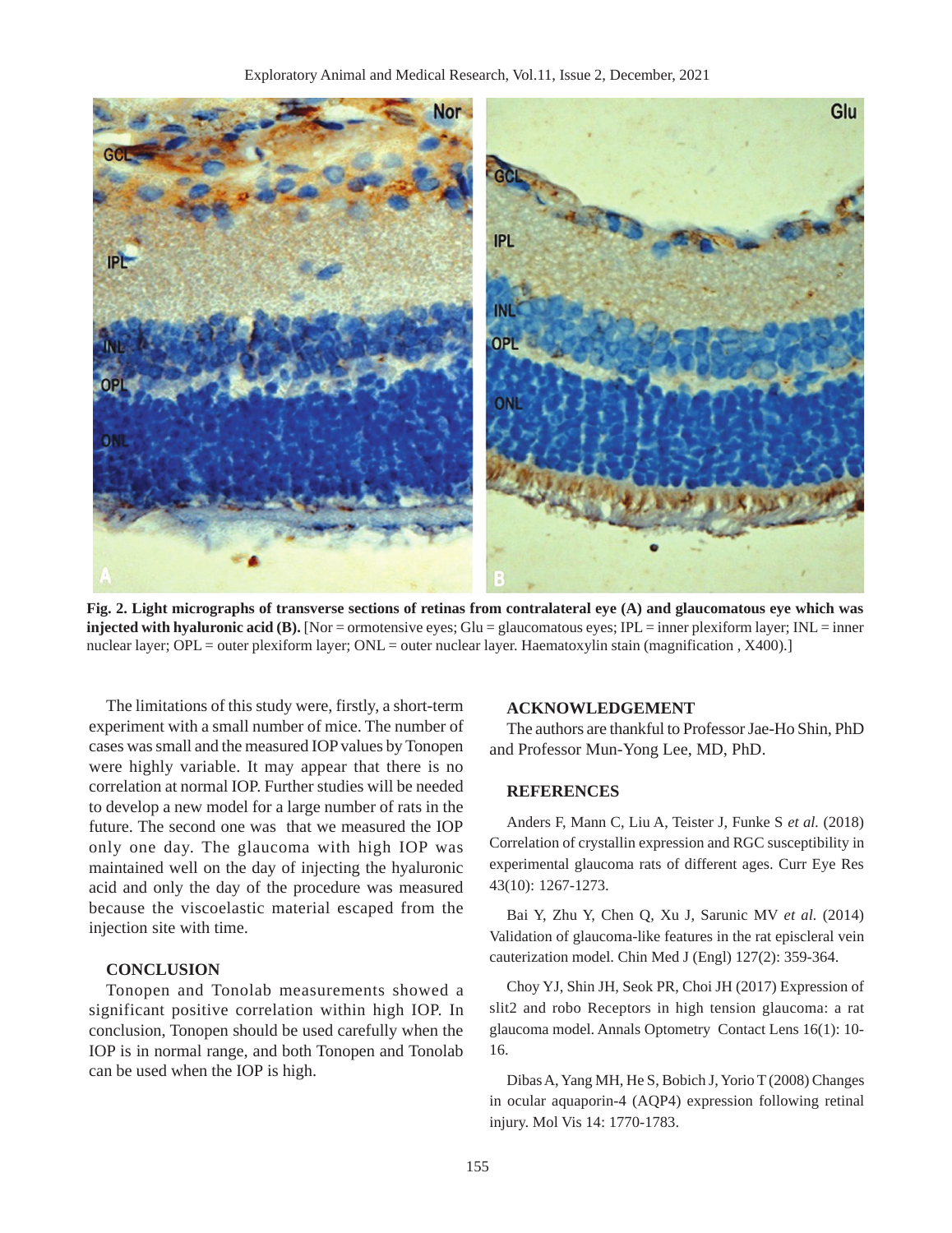**Fig. 2. Light micrographs of transverse sections of retinas from contralateral eye (A) and glaucomatous eye which was injected with hyaluronic acid (B).** [Nor = ormotensive eyes; Glu = glaucomatous eyes; IPL = inner plexiform layer; INL = inner nuclear layer; OPL = outer plexiform layer; ONL = outer nuclear layer. Haematoxylin stain (magnification , X400).]

The limitations of this study were, firstly, a short-term experiment with a small number of mice. The number of cases was small and the measured IOP values by Tonopen were highly variable. It may appear that there is no correlation at normal IOP. Further studies will be needed to develop a new model for a large number of rats in the future. The second one was that we measured the IOP only one day. The glaucoma with high IOP was maintained well on the day of injecting the hyaluronic acid and only the day of the procedure was measured because the viscoelastic material escaped from the injection site with time.

## CONCLUSION

Tonopen and Tonolab measurements showed a significant positive correlation within high IOP. In conclusion, Tonopen should be used carefully when the IOP is in normal range, and both Tonopen and Tonolab can be used when the IOP is high.

## ACKNOWLEDGEMENT

The authors are thankful to Professor Jae-Ho Shin, PhD and Professor Mun-Yong Lee, MD, PhD.

## REFERENCES

Anders F, Mann C, Liu A, Teister J, Funke S *et al.* (2018) Correlation of crystallin expression and RGC susceptibility in experimental glaucoma rats of different ages. Curr Eye Res 43(10): 1267-1273.

Bai Y, Zhu Y, Chen Q, Xu J, Sarunic MV *et al.* (2014) Validation of glaucoma-like features in the rat episcleral vein cauterization model. Chin Med J (Engl) 127(2): 359-364.

Choy YJ, Shin JH, Seok PR, Choi JH (2017) Expression of slit2 and robo Receptors in high tension glaucoma: a rat glaucoma model. Annals Optometry Contact Lens 16(1): 10-16.

Dibas A, Yang MH, He S, Bobich J, Yorio T (2008) Changes in ocular aquaporin-4 (AQP4) expression following retinal injury. Mol Vis 14: 1770-1783.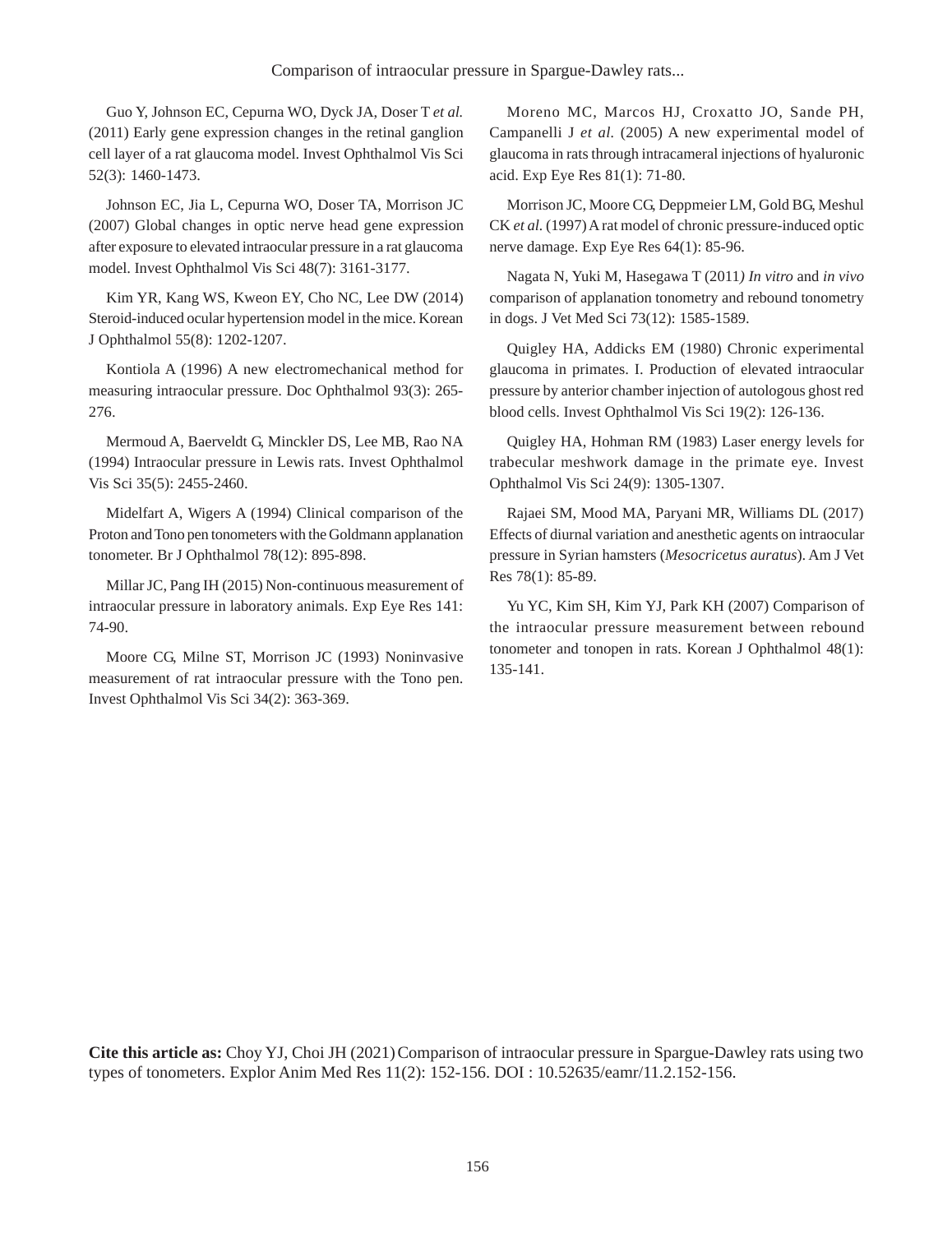Guo Y, Johnson EC, Cepurna WO, Dyck JA, Doser T *et al.* (2011) Early gene expression changes in the retinal ganglion cell layer of a rat glaucoma model. Invest Ophthalmol Vis Sci 52(3): 1460-1473.

Johnson EC, Jia L, Cepurna WO, Doser TA, Morrison JC (2007) Global changes in optic nerve head gene expression after exposure to elevated intraocular pressure in a rat glaucoma model. Invest Ophthalmol Vis Sci 48(7): 3161-3177.

Kim YR, Kang WS, Kweon EY, Cho NC, Lee DW (2014) Steroid-induced ocular hypertension model in the mice. Korean J Ophthalmol 55(8): 1202-1207.

Kontiola A (1996) A new electromechanical method for measuring intraocular pressure. Doc Ophthalmol 93(3): 265-276.

Mermoud A, Baerveldt G, Minckler DS, Lee MB, Rao NA (1994) Intraocular pressure in Lewis rats. Invest Ophthalmol Vis Sci 35(5): 2455-2460.

Midelfart A, Wigers A (1994) Clinical comparison of the Proton and Tono pen tonometers with the Goldmann applanation tonometer. Br J Ophthalmol 78(12): 895-898.

Millar JC, Pang IH (2015) Non-continuous measurement of intraocular pressure in laboratory animals. Exp Eye Res 141: 74-90.

Moore CG, Milne ST, Morrison JC (1993) Noninvasive measurement of rat intraocular pressure with the Tono pen. Invest Ophthalmol Vis Sci 34(2): 363-369.

Moreno MC, Marcos HJ, Croxatto JO, Sande PH, Campanelli J *et al.* (2005) A new experimental model of glaucoma in rats through intracameral injections of hyaluronic acid. Exp Eye Res 81(1): 71-80.

Morrison JC, Moore CG, Deppmeier LM, Gold BG, Meshul CK *et al.* (1997) A rat model of chronic pressure-induced optic nerve damage. Exp Eye Res 64(1): 85-96.

Nagata N, Yuki M, Hasegawa T (2011*) In vitro* and *in vivo* comparison of applanation tonometry and rebound tonometry in dogs. J Vet Med Sci 73(12): 1585-1589.

Quigley HA, Addicks EM (1980) Chronic experimental glaucoma in primates. I. Production of elevated intraocular pressure by anterior chamber injection of autologous ghost red blood cells. Invest Ophthalmol Vis Sci 19(2): 126-136.

Quigley HA, Hohman RM (1983) Laser energy levels for trabecular meshwork damage in the primate eye. Invest Ophthalmol Vis Sci 24(9): 1305-1307.

Rajaei SM, Mood MA, Paryani MR, Williams DL (2017) Effects of diurnal variation and anesthetic agents on intraocular pressure in Syrian hamsters (*Mesocricetus auratus*). Am J Vet Res 78(1): 85-89.

Yu YC, Kim SH, Kim YJ, Park KH (2007) Comparison of the intraocular pressure measurement between rebound tonometer and tonopen in rats. Korean J Ophthalmol 48(1): 135-141.

**Cite this article as:** Choy YJ, Choi JH (2021) Comparison of intraocular pressure in Spargue-Dawley rats using two types of tonometers. Explor Anim Med Res 11(2): 152-156. DOI : 10.52635/eamr/11.2.152-156.